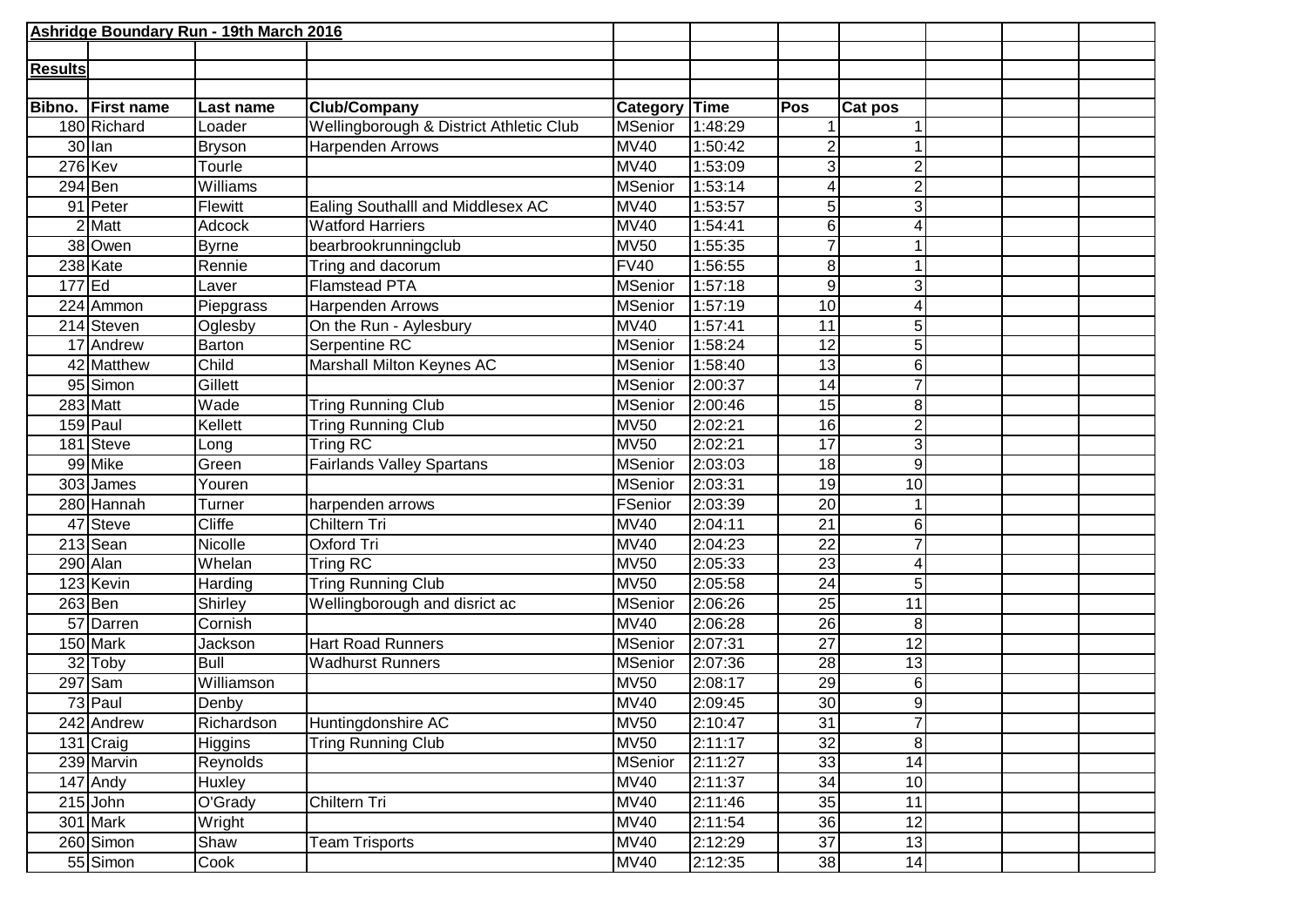## Ashridge Boundary Run - 19th March 2016

**Results**

| Bibno. | First name | Last name | Club/Company | Category | Time | Pos | Cat pos |
|---|---|---|---|---|---|---|---|
| 180 | Richard | Loader | Wellingborough & District Athletic Club | MSenior | 1:48:29 | 1 | 1 |
| 30 | Ian | Bryson | Harpenden Arrows | MV40 | 1:50:42 | 2 | 1 |
| 276 | Kev | Tourle | | MV40 | 1:53:09 | 3 | 2 |
| 294 | Ben | Williams | | MSenior | 1:53:14 | 4 | 2 |
| 91 | Peter | Flewitt | Ealing Southalll and Middlesex AC | MV40 | 1:53:57 | 5 | 3 |
| 2 | Matt | Adcock | Watford Harriers | MV40 | 1:54:41 | 6 | 4 |
| 38 | Owen | Byrne | bearbrookrunningclub | MV50 | 1:55:35 | 7 | 1 |
| 238 | Kate | Rennie | Tring and dacorum | FV40 | 1:56:55 | 8 | 1 |
| 177 | Ed | Laver | Flamstead PTA | MSenior | 1:57:18 | 9 | 3 |
| 224 | Ammon | Piepgrass | Harpenden Arrows | MSenior | 1:57:19 | 10 | 4 |
| 214 | Steven | Oglesby | On the Run - Aylesbury | MV40 | 1:57:41 | 11 | 5 |
| 17 | Andrew | Barton | Serpentine RC | MSenior | 1:58:24 | 12 | 5 |
| 42 | Matthew | Child | Marshall Milton Keynes AC | MSenior | 1:58:40 | 13 | 6 |
| 95 | Simon | Gillett | | MSenior | 2:00:37 | 14 | 7 |
| 283 | Matt | Wade | Tring Running Club | MSenior | 2:00:46 | 15 | 8 |
| 159 | Paul | Kellett | Tring Running Club | MV50 | 2:02:21 | 16 | 2 |
| 181 | Steve | Long | Tring RC | MV50 | 2:02:21 | 17 | 3 |
| 99 | Mike | Green | Fairlands Valley Spartans | MSenior | 2:03:03 | 18 | 9 |
| 303 | James | Youren | | MSenior | 2:03:31 | 19 | 10 |
| 280 | Hannah | Turner | harpenden arrows | FSenior | 2:03:39 | 20 | 1 |
| 47 | Steve | Cliffe | Chiltern Tri | MV40 | 2:04:11 | 21 | 6 |
| 213 | Sean | Nicolle | Oxford Tri | MV40 | 2:04:23 | 22 | 7 |
| 290 | Alan | Whelan | Tring RC | MV50 | 2:05:33 | 23 | 4 |
| 123 | Kevin | Harding | Tring Running Club | MV50 | 2:05:58 | 24 | 5 |
| 263 | Ben | Shirley | Wellingborough and disrict ac | MSenior | 2:06:26 | 25 | 11 |
| 57 | Darren | Cornish | | MV40 | 2:06:28 | 26 | 8 |
| 150 | Mark | Jackson | Hart Road Runners | MSenior | 2:07:31 | 27 | 12 |
| 32 | Toby | Bull | Wadhurst Runners | MSenior | 2:07:36 | 28 | 13 |
| 297 | Sam | Williamson | | MV50 | 2:08:17 | 29 | 6 |
| 73 | Paul | Denby | | MV40 | 2:09:45 | 30 | 9 |
| 242 | Andrew | Richardson | Huntingdonshire AC | MV50 | 2:10:47 | 31 | 7 |
| 131 | Craig | Higgins | Tring Running Club | MV50 | 2:11:17 | 32 | 8 |
| 239 | Marvin | Reynolds | | MSenior | 2:11:27 | 33 | 14 |
| 147 | Andy | Huxley | | MV40 | 2:11:37 | 34 | 10 |
| 215 | John | O'Grady | Chiltern Tri | MV40 | 2:11:46 | 35 | 11 |
| 301 | Mark | Wright | | MV40 | 2:11:54 | 36 | 12 |
| 260 | Simon | Shaw | Team Trisports | MV40 | 2:12:29 | 37 | 13 |
| 55 | Simon | Cook | | MV40 | 2:12:35 | 38 | 14 |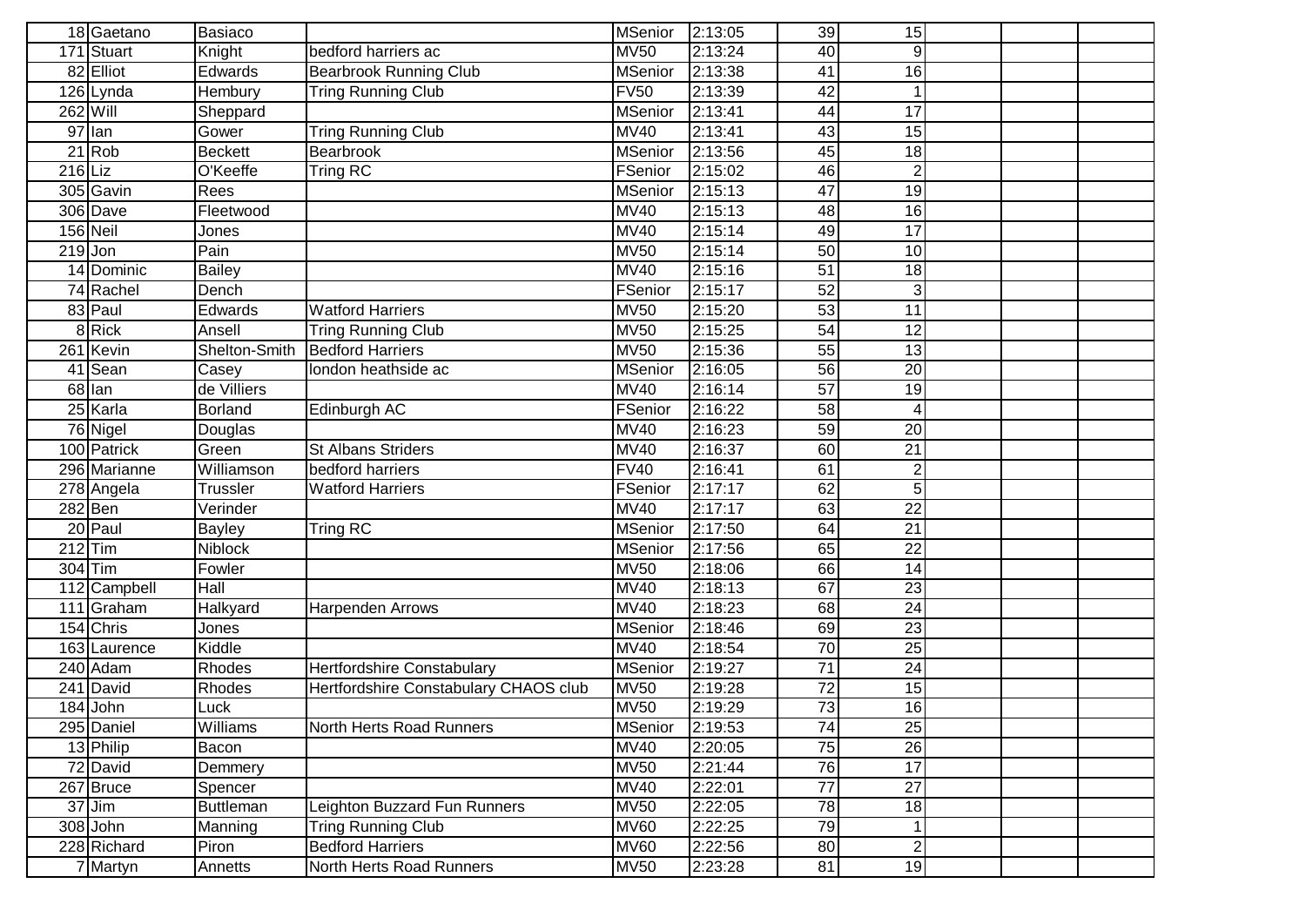| | | | | | | | | | | |
|---|---|---|---|---|---|---|---|---|---|---|
| 18 | Gaetano | Basiaco | | MSenior | 2:13:05 | 39 | 15 | | | |
| 171 | Stuart | Knight | bedford harriers ac | MV50 | 2:13:24 | 40 | 9 | | | |
| 82 | Elliot | Edwards | Bearbrook Running Club | MSenior | 2:13:38 | 41 | 16 | | | |
| 126 | Lynda | Hembury | Tring Running Club | FV50 | 2:13:39 | 42 | 1 | | | |
| 262 | Will | Sheppard | | MSenior | 2:13:41 | 44 | 17 | | | |
| 97 | Ian | Gower | Tring Running Club | MV40 | 2:13:41 | 43 | 15 | | | |
| 21 | Rob | Beckett | Bearbrook | MSenior | 2:13:56 | 45 | 18 | | | |
| 216 | Liz | O'Keeffe | Tring RC | FSenior | 2:15:02 | 46 | 2 | | | |
| 305 | Gavin | Rees | | MSenior | 2:15:13 | 47 | 19 | | | |
| 306 | Dave | Fleetwood | | MV40 | 2:15:13 | 48 | 16 | | | |
| 156 | Neil | Jones | | MV40 | 2:15:14 | 49 | 17 | | | |
| 219 | Jon | Pain | | MV50 | 2:15:14 | 50 | 10 | | | |
| 14 | Dominic | Bailey | | MV40 | 2:15:16 | 51 | 18 | | | |
| 74 | Rachel | Dench | | FSenior | 2:15:17 | 52 | 3 | | | |
| 83 | Paul | Edwards | Watford Harriers | MV50 | 2:15:20 | 53 | 11 | | | |
| 8 | Rick | Ansell | Tring Running Club | MV50 | 2:15:25 | 54 | 12 | | | |
| 261 | Kevin | Shelton-Smith | Bedford Harriers | MV50 | 2:15:36 | 55 | 13 | | | |
| 41 | Sean | Casey | london heathside ac | MSenior | 2:16:05 | 56 | 20 | | | |
| 68 | Ian | de Villiers | | MV40 | 2:16:14 | 57 | 19 | | | |
| 25 | Karla | Borland | Edinburgh AC | FSenior | 2:16:22 | 58 | 4 | | | |
| 76 | Nigel | Douglas | | MV40 | 2:16:23 | 59 | 20 | | | |
| 100 | Patrick | Green | St Albans Striders | MV40 | 2:16:37 | 60 | 21 | | | |
| 296 | Marianne | Williamson | bedford harriers | FV40 | 2:16:41 | 61 | 2 | | | |
| 278 | Angela | Trussler | Watford Harriers | FSenior | 2:17:17 | 62 | 5 | | | |
| 282 | Ben | Verinder | | MV40 | 2:17:17 | 63 | 22 | | | |
| 20 | Paul | Bayley | Tring RC | MSenior | 2:17:50 | 64 | 21 | | | |
| 212 | Tim | Niblock | | MSenior | 2:17:56 | 65 | 22 | | | |
| 304 | Tim | Fowler | | MV50 | 2:18:06 | 66 | 14 | | | |
| 112 | Campbell | Hall | | MV40 | 2:18:13 | 67 | 23 | | | |
| 111 | Graham | Halkyard | Harpenden Arrows | MV40 | 2:18:23 | 68 | 24 | | | |
| 154 | Chris | Jones | | MSenior | 2:18:46 | 69 | 23 | | | |
| 163 | Laurence | Kiddle | | MV40 | 2:18:54 | 70 | 25 | | | |
| 240 | Adam | Rhodes | Hertfordshire Constabulary | MSenior | 2:19:27 | 71 | 24 | | | |
| 241 | David | Rhodes | Hertfordshire Constabulary CHAOS club | MV50 | 2:19:28 | 72 | 15 | | | |
| 184 | John | Luck | | MV50 | 2:19:29 | 73 | 16 | | | |
| 295 | Daniel | Williams | North Herts Road Runners | MSenior | 2:19:53 | 74 | 25 | | | |
| 13 | Philip | Bacon | | MV40 | 2:20:05 | 75 | 26 | | | |
| 72 | David | Demmery | | MV50 | 2:21:44 | 76 | 17 | | | |
| 267 | Bruce | Spencer | | MV40 | 2:22:01 | 77 | 27 | | | |
| 37 | Jim | Buttleman | Leighton Buzzard Fun Runners | MV50 | 2:22:05 | 78 | 18 | | | |
| 308 | John | Manning | Tring Running Club | MV60 | 2:22:25 | 79 | 1 | | | |
| 228 | Richard | Piron | Bedford Harriers | MV60 | 2:22:56 | 80 | 2 | | | |
| 7 | Martyn | Annetts | North Herts Road Runners | MV50 | 2:23:28 | 81 | 19 | | | |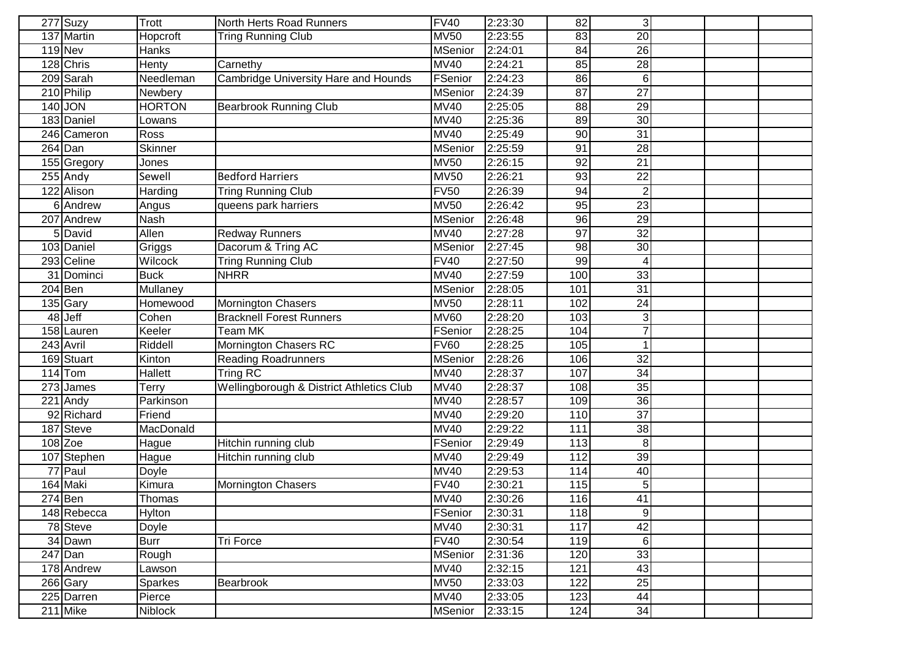| | | | | | | | | | | |
|---|---|---|---|---|---|---|---|---|---|---|
| 277 | Suzy | Trott | North Herts Road Runners | FV40 | 2:23:30 | 82 | 3 | | | |
| 137 | Martin | Hopcroft | Tring Running Club | MV50 | 2:23:55 | 83 | 20 | | | |
| 119 | Nev | Hanks | | MSenior | 2:24:01 | 84 | 26 | | | |
| 128 | Chris | Henty | Carnethy | MV40 | 2:24:21 | 85 | 28 | | | |
| 209 | Sarah | Needleman | Cambridge University Hare and Hounds | FSenior | 2:24:23 | 86 | 6 | | | |
| 210 | Philip | Newbery | | MSenior | 2:24:39 | 87 | 27 | | | |
| 140 | JON | HORTON | Bearbrook Running Club | MV40 | 2:25:05 | 88 | 29 | | | |
| 183 | Daniel | Lowans | | MV40 | 2:25:36 | 89 | 30 | | | |
| 246 | Cameron | Ross | | MV40 | 2:25:49 | 90 | 31 | | | |
| 264 | Dan | Skinner | | MSenior | 2:25:59 | 91 | 28 | | | |
| 155 | Gregory | Jones | | MV50 | 2:26:15 | 92 | 21 | | | |
| 255 | Andy | Sewell | Bedford Harriers | MV50 | 2:26:21 | 93 | 22 | | | |
| 122 | Alison | Harding | Tring Running Club | FV50 | 2:26:39 | 94 | 2 | | | |
| 6 | Andrew | Angus | queens park harriers | MV50 | 2:26:42 | 95 | 23 | | | |
| 207 | Andrew | Nash | | MSenior | 2:26:48 | 96 | 29 | | | |
| 5 | David | Allen | Redway Runners | MV40 | 2:27:28 | 97 | 32 | | | |
| 103 | Daniel | Griggs | Dacorum & Tring AC | MSenior | 2:27:45 | 98 | 30 | | | |
| 293 | Celine | Wilcock | Tring Running Club | FV40 | 2:27:50 | 99 | 4 | | | |
| 31 | Dominci | Buck | NHRR | MV40 | 2:27:59 | 100 | 33 | | | |
| 204 | Ben | Mullaney | | MSenior | 2:28:05 | 101 | 31 | | | |
| 135 | Gary | Homewood | Mornington Chasers | MV50 | 2:28:11 | 102 | 24 | | | |
| 48 | Jeff | Cohen | Bracknell Forest Runners | MV60 | 2:28:20 | 103 | 3 | | | |
| 158 | Lauren | Keeler | Team MK | FSenior | 2:28:25 | 104 | 7 | | | |
| 243 | Avril | Riddell | Mornington Chasers RC | FV60 | 2:28:25 | 105 | 1 | | | |
| 169 | Stuart | Kinton | Reading Roadrunners | MSenior | 2:28:26 | 106 | 32 | | | |
| 114 | Tom | Hallett | Tring RC | MV40 | 2:28:37 | 107 | 34 | | | |
| 273 | James | Terry | Wellingborough & District Athletics Club | MV40 | 2:28:37 | 108 | 35 | | | |
| 221 | Andy | Parkinson | | MV40 | 2:28:57 | 109 | 36 | | | |
| 92 | Richard | Friend | | MV40 | 2:29:20 | 110 | 37 | | | |
| 187 | Steve | MacDonald | | MV40 | 2:29:22 | 111 | 38 | | | |
| 108 | Zoe | Hague | Hitchin running club | FSenior | 2:29:49 | 113 | 8 | | | |
| 107 | Stephen | Hague | Hitchin running club | MV40 | 2:29:49 | 112 | 39 | | | |
| 77 | Paul | Doyle | | MV40 | 2:29:53 | 114 | 40 | | | |
| 164 | Maki | Kimura | Mornington Chasers | FV40 | 2:30:21 | 115 | 5 | | | |
| 274 | Ben | Thomas | | MV40 | 2:30:26 | 116 | 41 | | | |
| 148 | Rebecca | Hylton | | FSenior | 2:30:31 | 118 | 9 | | | |
| 78 | Steve | Doyle | | MV40 | 2:30:31 | 117 | 42 | | | |
| 34 | Dawn | Burr | Tri Force | FV40 | 2:30:54 | 119 | 6 | | | |
| 247 | Dan | Rough | | MSenior | 2:31:36 | 120 | 33 | | | |
| 178 | Andrew | Lawson | | MV40 | 2:32:15 | 121 | 43 | | | |
| 266 | Gary | Sparkes | Bearbrook | MV50 | 2:33:03 | 122 | 25 | | | |
| 225 | Darren | Pierce | | MV40 | 2:33:05 | 123 | 44 | | | |
| 211 | Mike | Niblock | | MSenior | 2:33:15 | 124 | 34 | | | |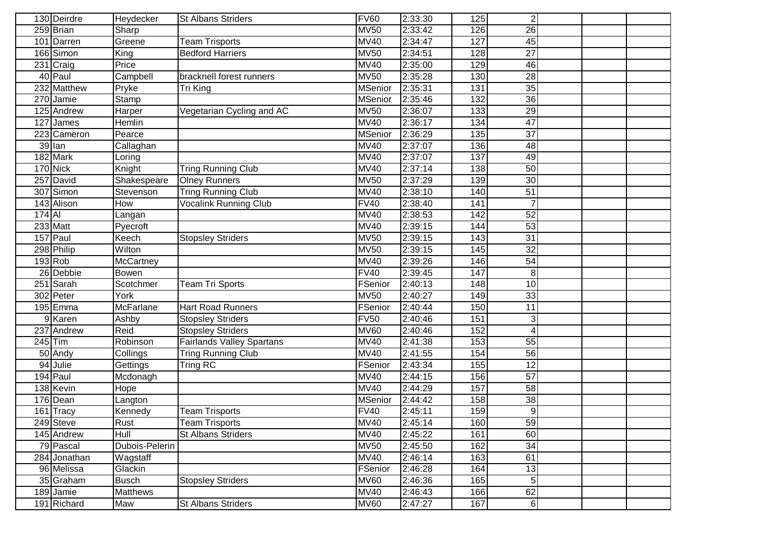| | | | | | | | | | | |
|---|---|---|---|---|---|---|---|---|---|---|
| 130 | Deirdre | Heydecker | St Albans Striders | FV60 | 2:33:30 | 125 | 2 | | | |
| 259 | Brian | Sharp | | MV50 | 2:33:42 | 126 | 26 | | | |
| 101 | Darren | Greene | Team Trisports | MV40 | 2:34:47 | 127 | 45 | | | |
| 166 | Simon | King | Bedford Harriers | MV50 | 2:34:51 | 128 | 27 | | | |
| 231 | Craig | Price | | MV40 | 2:35:00 | 129 | 46 | | | |
| 40 | Paul | Campbell | bracknell forest runners | MV50 | 2:35:28 | 130 | 28 | | | |
| 232 | Matthew | Pryke | Tri King | MSenior | 2:35:31 | 131 | 35 | | | |
| 270 | Jamie | Stamp | | MSenior | 2:35:46 | 132 | 36 | | | |
| 125 | Andrew | Harper | Vegetarian Cycling and AC | MV50 | 2:36:07 | 133 | 29 | | | |
| 127 | James | Hemlin | | MV40 | 2:36:17 | 134 | 47 | | | |
| 223 | Cameron | Pearce | | MSenior | 2:36:29 | 135 | 37 | | | |
| 39 | Ian | Callaghan | | MV40 | 2:37:07 | 136 | 48 | | | |
| 182 | Mark | Loring | | MV40 | 2:37:07 | 137 | 49 | | | |
| 170 | Nick | Knight | Tring Running Club | MV40 | 2:37:14 | 138 | 50 | | | |
| 257 | David | Shakespeare | Olney Runners | MV50 | 2:37:29 | 139 | 30 | | | |
| 307 | Simon | Stevenson | Tring Running Club | MV40 | 2:38:10 | 140 | 51 | | | |
| 143 | Alison | How | Vocalink Running Club | FV40 | 2:38:40 | 141 | 7 | | | |
| 174 | Al | Langan | | MV40 | 2:38:53 | 142 | 52 | | | |
| 233 | Matt | Pyecroft | | MV40 | 2:39:15 | 144 | 53 | | | |
| 157 | Paul | Keech | Stopsley Striders | MV50 | 2:39:15 | 143 | 31 | | | |
| 298 | Philip | Wilton | | MV50 | 2:39:15 | 145 | 32 | | | |
| 193 | Rob | McCartney | | MV40 | 2:39:26 | 146 | 54 | | | |
| 26 | Debbie | Bowen | | FV40 | 2:39:45 | 147 | 8 | | | |
| 251 | Sarah | Scotchmer | Team Tri Sports | FSenior | 2:40:13 | 148 | 10 | | | |
| 302 | Peter | York | | MV50 | 2:40:27 | 149 | 33 | | | |
| 195 | Emma | McFarlane | Hart Road Runners | FSenior | 2:40:44 | 150 | 11 | | | |
| 9 | Karen | Ashby | Stopsley Striders | FV50 | 2:40:46 | 151 | 3 | | | |
| 237 | Andrew | Reid | Stopsley Striders | MV60 | 2:40:46 | 152 | 4 | | | |
| 245 | Tim | Robinson | Fairlands Valley Spartans | MV40 | 2:41:38 | 153 | 55 | | | |
| 50 | Andy | Collings | Tring Running Club | MV40 | 2:41:55 | 154 | 56 | | | |
| 94 | Julie | Gettings | Tring RC | FSenior | 2:43:34 | 155 | 12 | | | |
| 194 | Paul | Mcdonagh | | MV40 | 2:44:15 | 156 | 57 | | | |
| 138 | Kevin | Hope | | MV40 | 2:44:29 | 157 | 58 | | | |
| 176 | Dean | Langton | | MSenior | 2:44:42 | 158 | 38 | | | |
| 161 | Tracy | Kennedy | Team Trisports | FV40 | 2:45:11 | 159 | 9 | | | |
| 249 | Steve | Rust | Team Trisports | MV40 | 2:45:14 | 160 | 59 | | | |
| 145 | Andrew | Hull | St Albans Striders | MV40 | 2:45:22 | 161 | 60 | | | |
| 79 | Pascal | Dubois-Pelerin | | MV50 | 2:45:50 | 162 | 34 | | | |
| 284 | Jonathan | Wagstaff | | MV40 | 2:46:14 | 163 | 61 | | | |
| 96 | Melissa | Glackin | | FSenior | 2:46:28 | 164 | 13 | | | |
| 35 | Graham | Busch | Stopsley Striders | MV60 | 2:46:36 | 165 | 5 | | | |
| 189 | Jamie | Matthews | | MV40 | 2:46:43 | 166 | 62 | | | |
| 191 | Richard | Maw | St Albans Striders | MV60 | 2:47:27 | 167 | 6 | | | |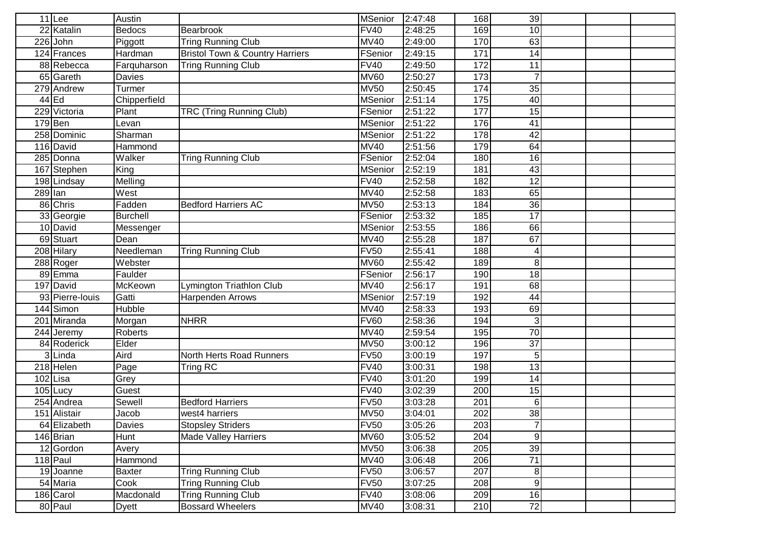| | | | | | | | | | | |
|---|---|---|---|---|---|---|---|---|---|---|
| 11 | Lee | Austin | | MSenior | 2:47:48 | 168 | 39 | | | |
| 22 | Katalin | Bedocs | Bearbrook | FV40 | 2:48:25 | 169 | 10 | | | |
| 226 | John | Piggott | Tring Running Club | MV40 | 2:49:00 | 170 | 63 | | | |
| 124 | Frances | Hardman | Bristol Town & Country Harriers | FSenior | 2:49:15 | 171 | 14 | | | |
| 88 | Rebecca | Farquharson | Tring Running Club | FV40 | 2:49:50 | 172 | 11 | | | |
| 65 | Gareth | Davies | | MV60 | 2:50:27 | 173 | 7 | | | |
| 279 | Andrew | Turmer | | MV50 | 2:50:45 | 174 | 35 | | | |
| 44 | Ed | Chipperfield | | MSenior | 2:51:14 | 175 | 40 | | | |
| 229 | Victoria | Plant | TRC (Tring Running Club) | FSenior | 2:51:22 | 177 | 15 | | | |
| 179 | Ben | Levan | | MSenior | 2:51:22 | 176 | 41 | | | |
| 258 | Dominic | Sharman | | MSenior | 2:51:22 | 178 | 42 | | | |
| 116 | David | Hammond | | MV40 | 2:51:56 | 179 | 64 | | | |
| 285 | Donna | Walker | Tring Running Club | FSenior | 2:52:04 | 180 | 16 | | | |
| 167 | Stephen | King | | MSenior | 2:52:19 | 181 | 43 | | | |
| 198 | Lindsay | Melling | | FV40 | 2:52:58 | 182 | 12 | | | |
| 289 | Ian | West | | MV40 | 2:52:58 | 183 | 65 | | | |
| 86 | Chris | Fadden | Bedford Harriers AC | MV50 | 2:53:13 | 184 | 36 | | | |
| 33 | Georgie | Burchell | | FSenior | 2:53:32 | 185 | 17 | | | |
| 10 | David | Messenger | | MSenior | 2:53:55 | 186 | 66 | | | |
| 69 | Stuart | Dean | | MV40 | 2:55:28 | 187 | 67 | | | |
| 208 | Hilary | Needleman | Tring Running Club | FV50 | 2:55:41 | 188 | 4 | | | |
| 288 | Roger | Webster | | MV60 | 2:55:42 | 189 | 8 | | | |
| 89 | Emma | Faulder | | FSenior | 2:56:17 | 190 | 18 | | | |
| 197 | David | McKeown | Lymington Triathlon Club | MV40 | 2:56:17 | 191 | 68 | | | |
| 93 | Pierre-louis | Gatti | Harpenden Arrows | MSenior | 2:57:19 | 192 | 44 | | | |
| 144 | Simon | Hubble | | MV40 | 2:58:33 | 193 | 69 | | | |
| 201 | Miranda | Morgan | NHRR | FV60 | 2:58:36 | 194 | 3 | | | |
| 244 | Jeremy | Roberts | | MV40 | 2:59:54 | 195 | 70 | | | |
| 84 | Roderick | Elder | | MV50 | 3:00:12 | 196 | 37 | | | |
| 3 | Linda | Aird | North Herts Road Runners | FV50 | 3:00:19 | 197 | 5 | | | |
| 218 | Helen | Page | Tring RC | FV40 | 3:00:31 | 198 | 13 | | | |
| 102 | Lisa | Grey | | FV40 | 3:01:20 | 199 | 14 | | | |
| 105 | Lucy | Guest | | FV40 | 3:02:39 | 200 | 15 | | | |
| 254 | Andrea | Sewell | Bedford Harriers | FV50 | 3:03:28 | 201 | 6 | | | |
| 151 | Alistair | Jacob | west4 harriers | MV50 | 3:04:01 | 202 | 38 | | | |
| 64 | Elizabeth | Davies | Stopsley Striders | FV50 | 3:05:26 | 203 | 7 | | | |
| 146 | Brian | Hunt | Made Valley Harriers | MV60 | 3:05:52 | 204 | 9 | | | |
| 12 | Gordon | Avery | | MV50 | 3:06:38 | 205 | 39 | | | |
| 118 | Paul | Hammond | | MV40 | 3:06:48 | 206 | 71 | | | |
| 19 | Joanne | Baxter | Tring Running Club | FV50 | 3:06:57 | 207 | 8 | | | |
| 54 | Maria | Cook | Tring Running Club | FV50 | 3:07:25 | 208 | 9 | | | |
| 186 | Carol | Macdonald | Tring Running Club | FV40 | 3:08:06 | 209 | 16 | | | |
| 80 | Paul | Dyett | Bossard Wheelers | MV40 | 3:08:31 | 210 | 72 | | | |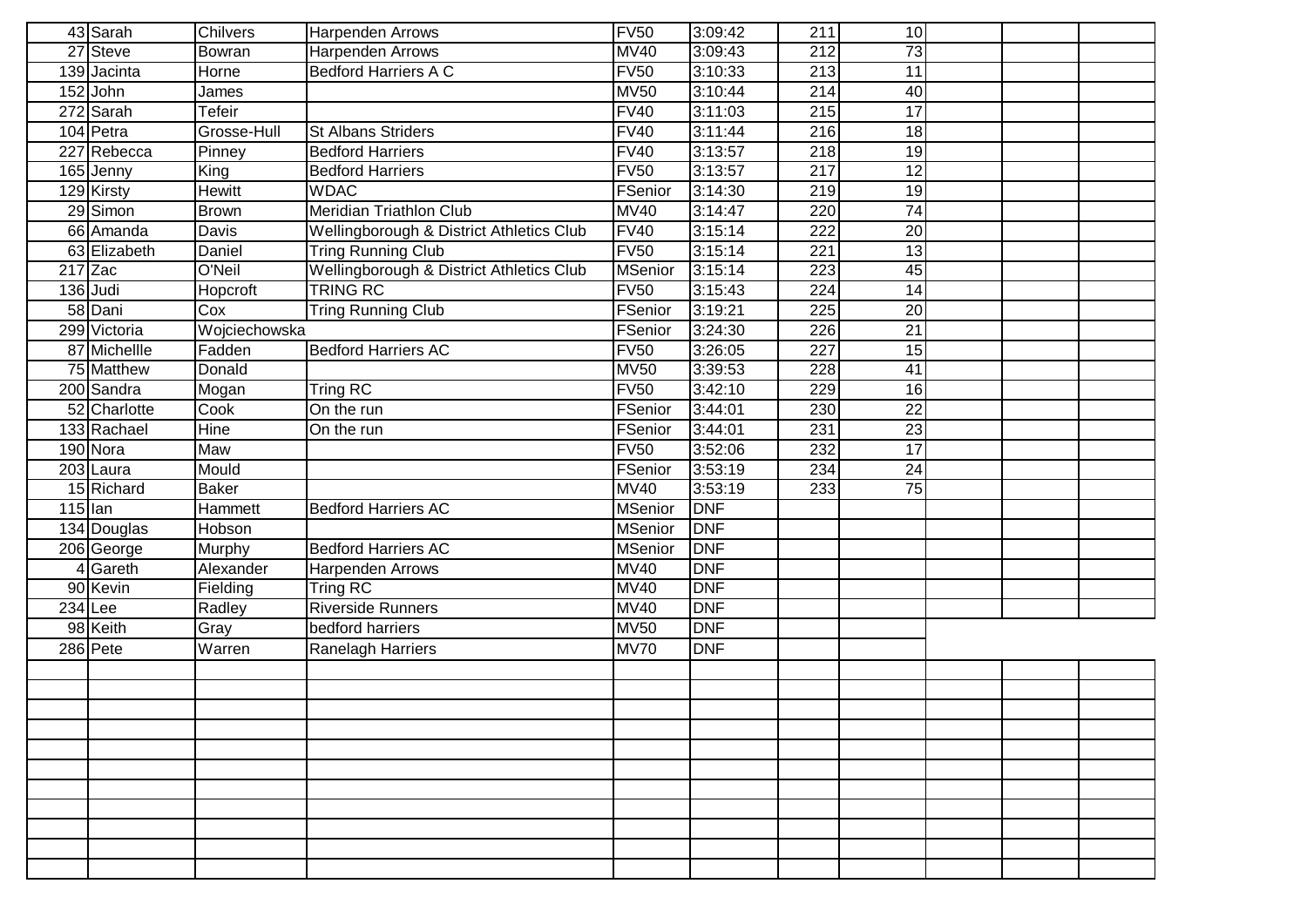| | | | | | | | | | | |
|---|---|---|---|---|---|---|---|---|---|---|
| 43 | Sarah | Chilvers | Harpenden Arrows | FV50 | 3:09:42 | 211 | 10 | | | |
| 27 | Steve | Bowran | Harpenden Arrows | MV40 | 3:09:43 | 212 | 73 | | | |
| 139 | Jacinta | Horne | Bedford Harriers A C | FV50 | 3:10:33 | 213 | 11 | | | |
| 152 | John | James | | MV50 | 3:10:44 | 214 | 40 | | | |
| 272 | Sarah | Tefeir | | FV40 | 3:11:03 | 215 | 17 | | | |
| 104 | Petra | Grosse-Hull | St Albans Striders | FV40 | 3:11:44 | 216 | 18 | | | |
| 227 | Rebecca | Pinney | Bedford Harriers | FV40 | 3:13:57 | 218 | 19 | | | |
| 165 | Jenny | King | Bedford Harriers | FV50 | 3:13:57 | 217 | 12 | | | |
| 129 | Kirsty | Hewitt | WDAC | FSenior | 3:14:30 | 219 | 19 | | | |
| 29 | Simon | Brown | Meridian Triathlon Club | MV40 | 3:14:47 | 220 | 74 | | | |
| 66 | Amanda | Davis | Wellingborough & District Athletics Club | FV40 | 3:15:14 | 222 | 20 | | | |
| 63 | Elizabeth | Daniel | Tring Running Club | FV50 | 3:15:14 | 221 | 13 | | | |
| 217 | Zac | O'Neil | Wellingborough & District Athletics Club | MSenior | 3:15:14 | 223 | 45 | | | |
| 136 | Judi | Hopcroft | TRING RC | FV50 | 3:15:43 | 224 | 14 | | | |
| 58 | Dani | Cox | Tring Running Club | FSenior | 3:19:21 | 225 | 20 | | | |
| 299 | Victoria | Wojciechowska | | FSenior | 3:24:30 | 226 | 21 | | | |
| 87 | Michellle | Fadden | Bedford Harriers AC | FV50 | 3:26:05 | 227 | 15 | | | |
| 75 | Matthew | Donald | | MV50 | 3:39:53 | 228 | 41 | | | |
| 200 | Sandra | Mogan | Tring RC | FV50 | 3:42:10 | 229 | 16 | | | |
| 52 | Charlotte | Cook | On the run | FSenior | 3:44:01 | 230 | 22 | | | |
| 133 | Rachael | Hine | On the run | FSenior | 3:44:01 | 231 | 23 | | | |
| 190 | Nora | Maw | | FV50 | 3:52:06 | 232 | 17 | | | |
| 203 | Laura | Mould | | FSenior | 3:53:19 | 234 | 24 | | | |
| 15 | Richard | Baker | | MV40 | 3:53:19 | 233 | 75 | | | |
| 115 | Ian | Hammett | Bedford Harriers AC | MSenior | DNF | | | | | |
| 134 | Douglas | Hobson | | MSenior | DNF | | | | | |
| 206 | George | Murphy | Bedford Harriers AC | MSenior | DNF | | | | | |
| 4 | Gareth | Alexander | Harpenden Arrows | MV40 | DNF | | | | | |
| 90 | Kevin | Fielding | Tring RC | MV40 | DNF | | | | | |
| 234 | Lee | Radley | Riverside Runners | MV40 | DNF | | | | | |
| 98 | Keith | Gray | bedford harriers | MV50 | DNF | | | | | |
| 286 | Pete | Warren | Ranelagh Harriers | MV70 | DNF | | | | | |